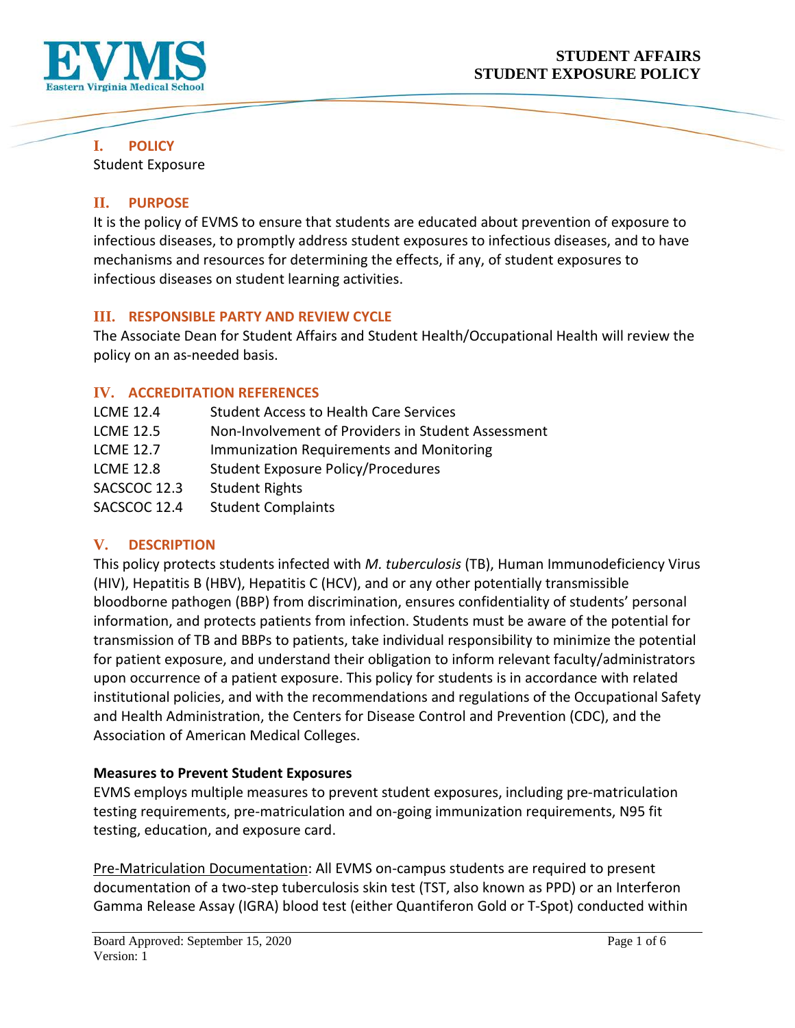# STUDENT AFFAIRS
# STUDENT EXPOSURE POLICY

## I. POLICY

Student Exposure

## II. PURPOSE

It is the policy of EVMS to ensure that students are educated about prevention of exposure to infectious diseases, to promptly address student exposures to infectious diseases, and to have mechanisms and resources for determining the effects, if any, of student exposures to infectious diseases on student learning activities.

## III. RESPONSIBLE PARTY AND REVIEW CYCLE

The Associate Dean for Student Affairs and Student Health/Occupational Health will review the policy on an as-needed basis.

## IV. ACCREDITATION REFERENCES

| | |
|---|---|
| LCME 12.4 | Student Access to Health Care Services |
| LCME 12.5 | Non-Involvement of Providers in Student Assessment |
| LCME 12.7 | Immunization Requirements and Monitoring |
| LCME 12.8 | Student Exposure Policy/Procedures |
| SACSCOC 12.3 | Student Rights |
| SACSCOC 12.4 | Student Complaints |

## V. DESCRIPTION

This policy protects students infected with *M. tuberculosis* (TB), Human Immunodeficiency Virus (HIV), Hepatitis B (HBV), Hepatitis C (HCV), and or any other potentially transmissible bloodborne pathogen (BBP) from discrimination, ensures confidentiality of students' personal information, and protects patients from infection. Students must be aware of the potential for transmission of TB and BBPs to patients, take individual responsibility to minimize the potential for patient exposure, and understand their obligation to inform relevant faculty/administrators upon occurrence of a patient exposure. This policy for students is in accordance with related institutional policies, and with the recommendations and regulations of the Occupational Safety and Health Administration, the Centers for Disease Control and Prevention (CDC), and the Association of American Medical Colleges.

**Measures to Prevent Student Exposures**

EVMS employs multiple measures to prevent student exposures, including pre-matriculation testing requirements, pre-matriculation and on-going immunization requirements, N95 fit testing, education, and exposure card.

Pre-Matriculation Documentation: All EVMS on-campus students are required to present documentation of a two-step tuberculosis skin test (TST, also known as PPD) or an Interferon Gamma Release Assay (IGRA) blood test (either Quantiferon Gold or T-Spot) conducted within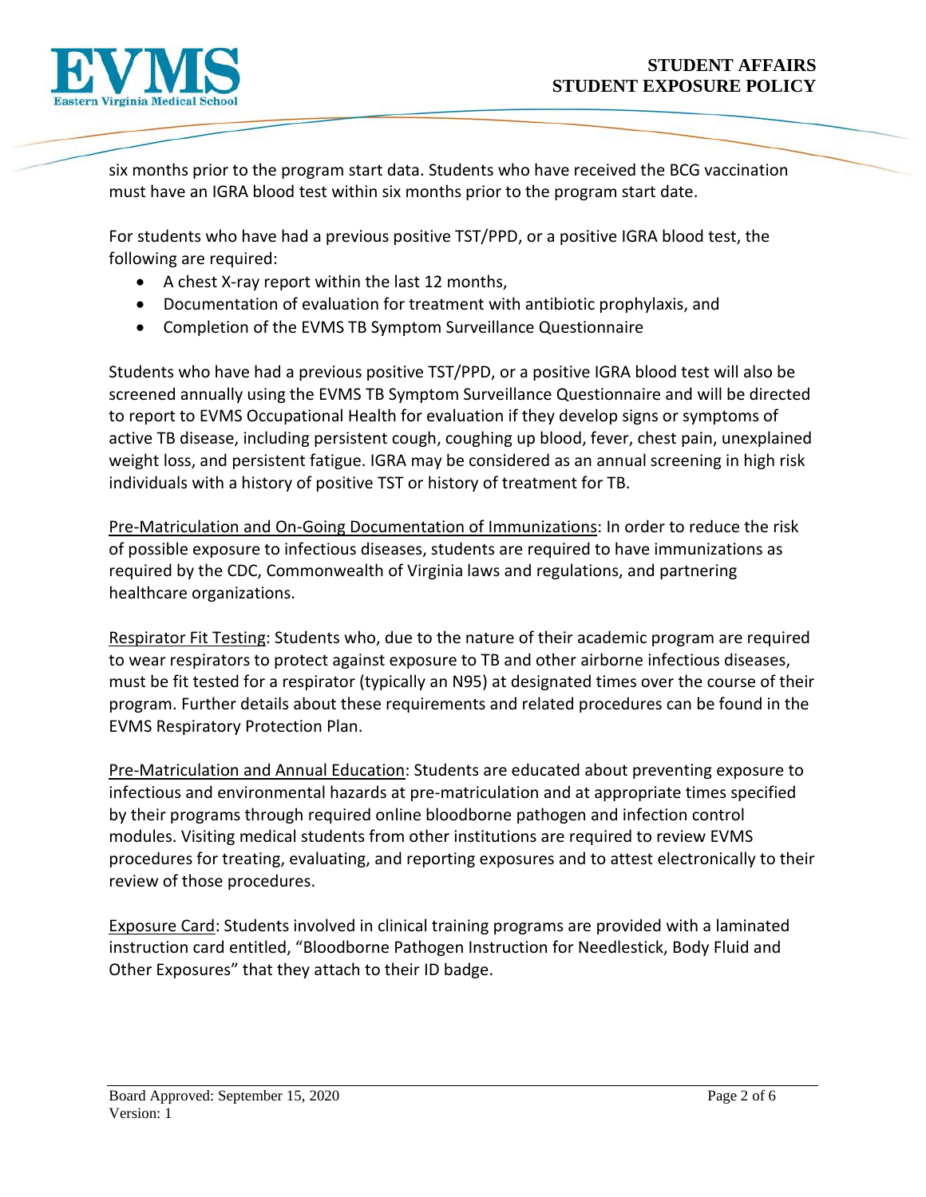six months prior to the program start data. Students who have received the BCG vaccination must have an IGRA blood test within six months prior to the program start date.

For students who have had a previous positive TST/PPD, or a positive IGRA blood test, the following are required:

- A chest X-ray report within the last 12 months,
- Documentation of evaluation for treatment with antibiotic prophylaxis, and
- Completion of the EVMS TB Symptom Surveillance Questionnaire

Students who have had a previous positive TST/PPD, or a positive IGRA blood test will also be screened annually using the EVMS TB Symptom Surveillance Questionnaire and will be directed to report to EVMS Occupational Health for evaluation if they develop signs or symptoms of active TB disease, including persistent cough, coughing up blood, fever, chest pain, unexplained weight loss, and persistent fatigue. IGRA may be considered as an annual screening in high risk individuals with a history of positive TST or history of treatment for TB.

<u>Pre-Matriculation and On-Going Documentation of Immunizations</u>: In order to reduce the risk of possible exposure to infectious diseases, students are required to have immunizations as required by the CDC, Commonwealth of Virginia laws and regulations, and partnering healthcare organizations.

<u>Respirator Fit Testing</u>: Students who, due to the nature of their academic program are required to wear respirators to protect against exposure to TB and other airborne infectious diseases, must be fit tested for a respirator (typically an N95) at designated times over the course of their program. Further details about these requirements and related procedures can be found in the EVMS Respiratory Protection Plan.

<u>Pre-Matriculation and Annual Education</u>: Students are educated about preventing exposure to infectious and environmental hazards at pre-matriculation and at appropriate times specified by their programs through required online bloodborne pathogen and infection control modules. Visiting medical students from other institutions are required to review EVMS procedures for treating, evaluating, and reporting exposures and to attest electronically to their review of those procedures.

<u>Exposure Card</u>: Students involved in clinical training programs are provided with a laminated instruction card entitled, "Bloodborne Pathogen Instruction for Needlestick, Body Fluid and Other Exposures" that they attach to their ID badge.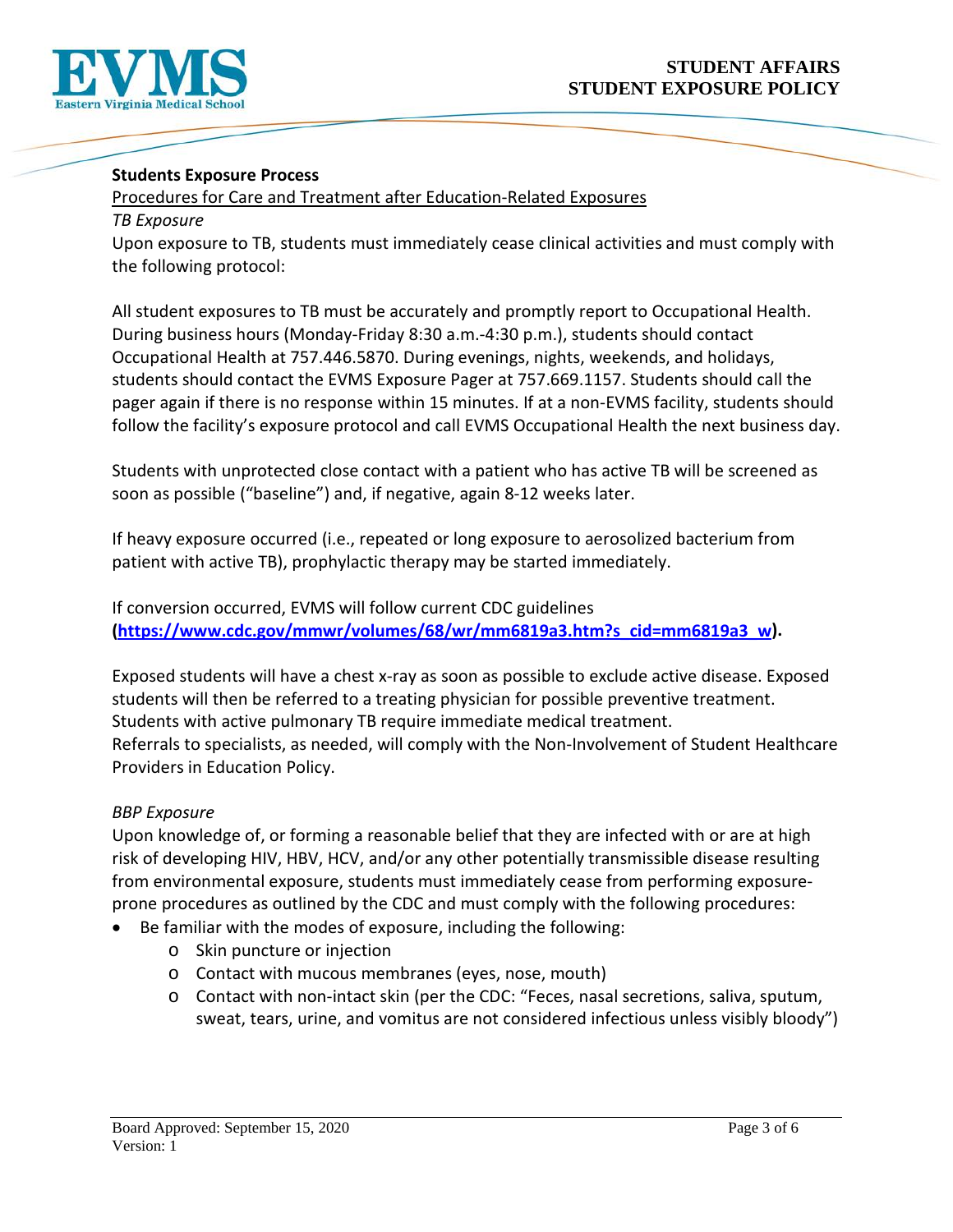**Students Exposure Process**

Procedures for Care and Treatment after Education-Related Exposures

*TB Exposure*

Upon exposure to TB, students must immediately cease clinical activities and must comply with the following protocol:

All student exposures to TB must be accurately and promptly report to Occupational Health. During business hours (Monday-Friday 8:30 a.m.-4:30 p.m.), students should contact Occupational Health at 757.446.5870. During evenings, nights, weekends, and holidays, students should contact the EVMS Exposure Pager at 757.669.1157. Students should call the pager again if there is no response within 15 minutes. If at a non-EVMS facility, students should follow the facility's exposure protocol and call EVMS Occupational Health the next business day.

Students with unprotected close contact with a patient who has active TB will be screened as soon as possible ("baseline") and, if negative, again 8-12 weeks later.

If heavy exposure occurred (i.e., repeated or long exposure to aerosolized bacterium from patient with active TB), prophylactic therapy may be started immediately.

If conversion occurred, EVMS will follow current CDC guidelines **(https://www.cdc.gov/mmwr/volumes/68/wr/mm6819a3.htm?s_cid=mm6819a3_w).**

Exposed students will have a chest x-ray as soon as possible to exclude active disease. Exposed students will then be referred to a treating physician for possible preventive treatment. Students with active pulmonary TB require immediate medical treatment.
Referrals to specialists, as needed, will comply with the Non-Involvement of Student Healthcare Providers in Education Policy.

*BBP Exposure*

Upon knowledge of, or forming a reasonable belief that they are infected with or are at high risk of developing HIV, HBV, HCV, and/or any other potentially transmissible disease resulting from environmental exposure, students must immediately cease from performing exposure-prone procedures as outlined by the CDC and must comply with the following procedures:

- Be familiar with the modes of exposure, including the following:
  - Skin puncture or injection
  - Contact with mucous membranes (eyes, nose, mouth)
  - Contact with non-intact skin (per the CDC: "Feces, nasal secretions, saliva, sputum, sweat, tears, urine, and vomitus are not considered infectious unless visibly bloody")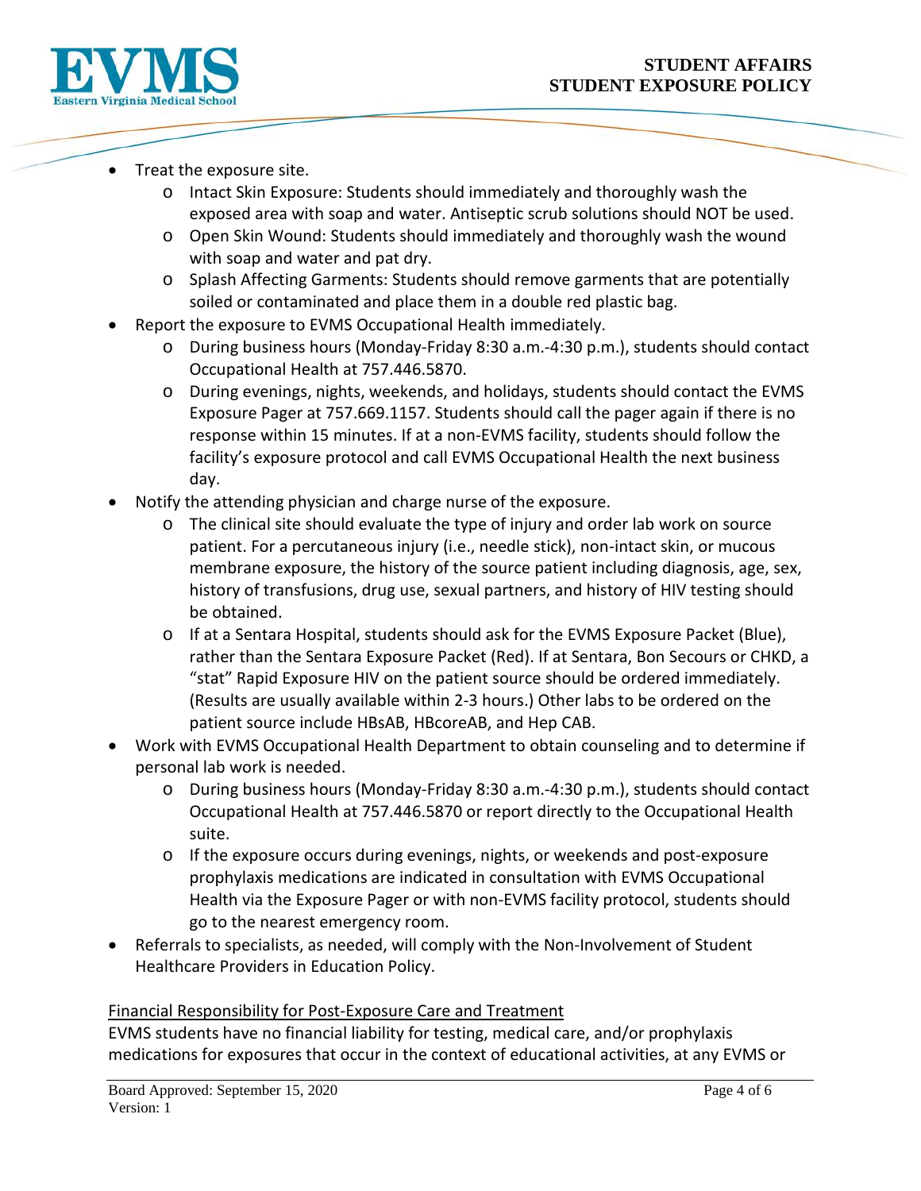- Treat the exposure site.
  - Intact Skin Exposure: Students should immediately and thoroughly wash the exposed area with soap and water. Antiseptic scrub solutions should NOT be used.
  - Open Skin Wound: Students should immediately and thoroughly wash the wound with soap and water and pat dry.
  - Splash Affecting Garments: Students should remove garments that are potentially soiled or contaminated and place them in a double red plastic bag.
- Report the exposure to EVMS Occupational Health immediately.
  - During business hours (Monday-Friday 8:30 a.m.-4:30 p.m.), students should contact Occupational Health at 757.446.5870.
  - During evenings, nights, weekends, and holidays, students should contact the EVMS Exposure Pager at 757.669.1157. Students should call the pager again if there is no response within 15 minutes. If at a non-EVMS facility, students should follow the facility's exposure protocol and call EVMS Occupational Health the next business day.
- Notify the attending physician and charge nurse of the exposure.
  - The clinical site should evaluate the type of injury and order lab work on source patient. For a percutaneous injury (i.e., needle stick), non-intact skin, or mucous membrane exposure, the history of the source patient including diagnosis, age, sex, history of transfusions, drug use, sexual partners, and history of HIV testing should be obtained.
  - If at a Sentara Hospital, students should ask for the EVMS Exposure Packet (Blue), rather than the Sentara Exposure Packet (Red). If at Sentara, Bon Secours or CHKD, a "stat" Rapid Exposure HIV on the patient source should be ordered immediately. (Results are usually available within 2-3 hours.) Other labs to be ordered on the patient source include HBsAB, HBcoreAB, and Hep CAB.
- Work with EVMS Occupational Health Department to obtain counseling and to determine if personal lab work is needed.
  - During business hours (Monday-Friday 8:30 a.m.-4:30 p.m.), students should contact Occupational Health at 757.446.5870 or report directly to the Occupational Health suite.
  - If the exposure occurs during evenings, nights, or weekends and post-exposure prophylaxis medications are indicated in consultation with EVMS Occupational Health via the Exposure Pager or with non-EVMS facility protocol, students should go to the nearest emergency room.
- Referrals to specialists, as needed, will comply with the Non-Involvement of Student Healthcare Providers in Education Policy.

<u>Financial Responsibility for Post-Exposure Care and Treatment</u>

EVMS students have no financial liability for testing, medical care, and/or prophylaxis medications for exposures that occur in the context of educational activities, at any EVMS or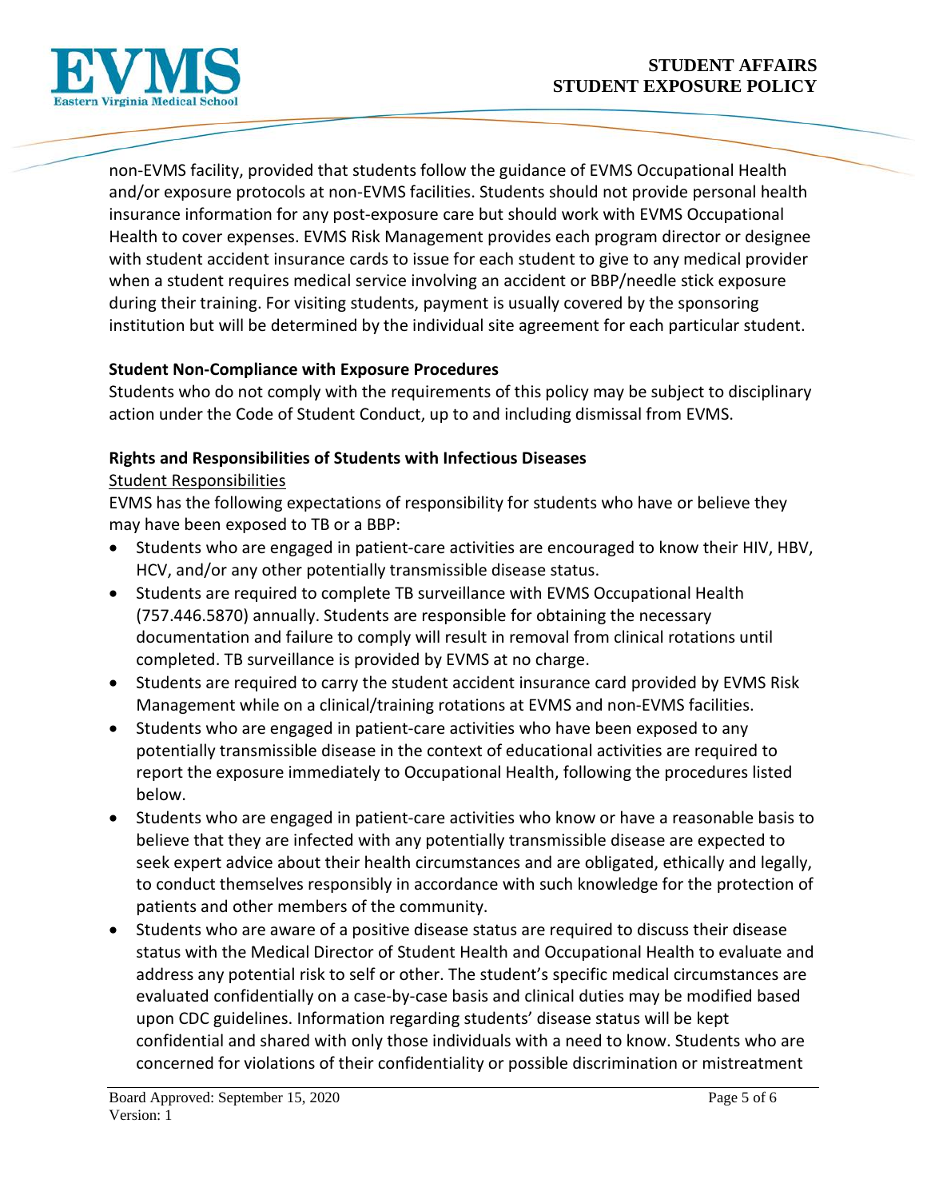non-EVMS facility, provided that students follow the guidance of EVMS Occupational Health and/or exposure protocols at non-EVMS facilities. Students should not provide personal health insurance information for any post-exposure care but should work with EVMS Occupational Health to cover expenses. EVMS Risk Management provides each program director or designee with student accident insurance cards to issue for each student to give to any medical provider when a student requires medical service involving an accident or BBP/needle stick exposure during their training. For visiting students, payment is usually covered by the sponsoring institution but will be determined by the individual site agreement for each particular student.

**Student Non-Compliance with Exposure Procedures**

Students who do not comply with the requirements of this policy may be subject to disciplinary action under the Code of Student Conduct, up to and including dismissal from EVMS.

**Rights and Responsibilities of Students with Infectious Diseases**

Student Responsibilities

EVMS has the following expectations of responsibility for students who have or believe they may have been exposed to TB or a BBP:

- Students who are engaged in patient-care activities are encouraged to know their HIV, HBV, HCV, and/or any other potentially transmissible disease status.
- Students are required to complete TB surveillance with EVMS Occupational Health (757.446.5870) annually. Students are responsible for obtaining the necessary documentation and failure to comply will result in removal from clinical rotations until completed. TB surveillance is provided by EVMS at no charge.
- Students are required to carry the student accident insurance card provided by EVMS Risk Management while on a clinical/training rotations at EVMS and non-EVMS facilities.
- Students who are engaged in patient-care activities who have been exposed to any potentially transmissible disease in the context of educational activities are required to report the exposure immediately to Occupational Health, following the procedures listed below.
- Students who are engaged in patient-care activities who know or have a reasonable basis to believe that they are infected with any potentially transmissible disease are expected to seek expert advice about their health circumstances and are obligated, ethically and legally, to conduct themselves responsibly in accordance with such knowledge for the protection of patients and other members of the community.
- Students who are aware of a positive disease status are required to discuss their disease status with the Medical Director of Student Health and Occupational Health to evaluate and address any potential risk to self or other. The student's specific medical circumstances are evaluated confidentially on a case-by-case basis and clinical duties may be modified based upon CDC guidelines. Information regarding students' disease status will be kept confidential and shared with only those individuals with a need to know. Students who are concerned for violations of their confidentiality or possible discrimination or mistreatment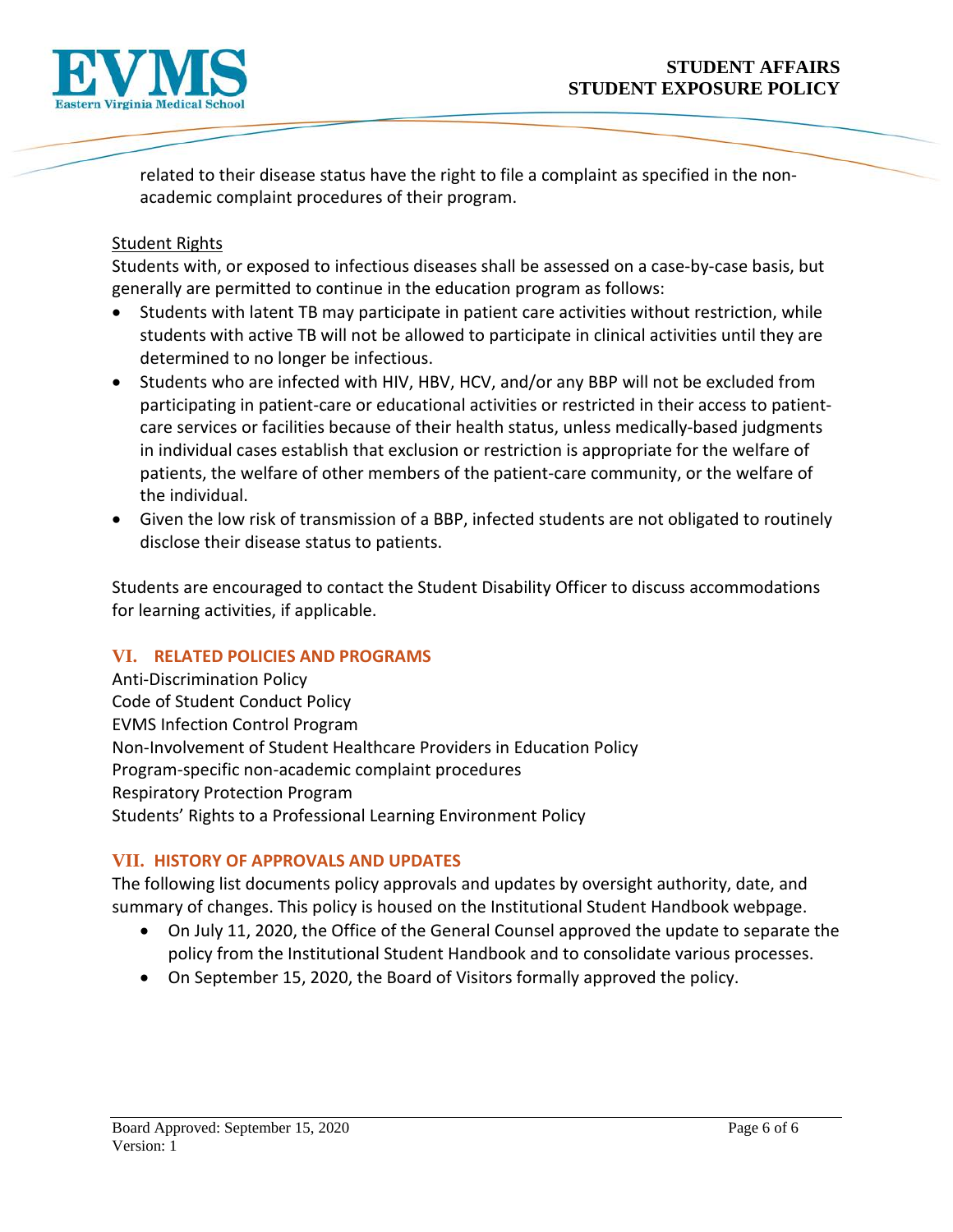related to their disease status have the right to file a complaint as specified in the non-academic complaint procedures of their program.

Student Rights

Students with, or exposed to infectious diseases shall be assessed on a case-by-case basis, but generally are permitted to continue in the education program as follows:

- Students with latent TB may participate in patient care activities without restriction, while students with active TB will not be allowed to participate in clinical activities until they are determined to no longer be infectious.
- Students who are infected with HIV, HBV, HCV, and/or any BBP will not be excluded from participating in patient-care or educational activities or restricted in their access to patient-care services or facilities because of their health status, unless medically-based judgments in individual cases establish that exclusion or restriction is appropriate for the welfare of patients, the welfare of other members of the patient-care community, or the welfare of the individual.
- Given the low risk of transmission of a BBP, infected students are not obligated to routinely disclose their disease status to patients.

Students are encouraged to contact the Student Disability Officer to discuss accommodations for learning activities, if applicable.

## VI. RELATED POLICIES AND PROGRAMS

Anti-Discrimination Policy
Code of Student Conduct Policy
EVMS Infection Control Program
Non-Involvement of Student Healthcare Providers in Education Policy
Program-specific non-academic complaint procedures
Respiratory Protection Program
Students' Rights to a Professional Learning Environment Policy

## VII. HISTORY OF APPROVALS AND UPDATES

The following list documents policy approvals and updates by oversight authority, date, and summary of changes. This policy is housed on the Institutional Student Handbook webpage.

- On July 11, 2020, the Office of the General Counsel approved the update to separate the policy from the Institutional Student Handbook and to consolidate various processes.
- On September 15, 2020, the Board of Visitors formally approved the policy.